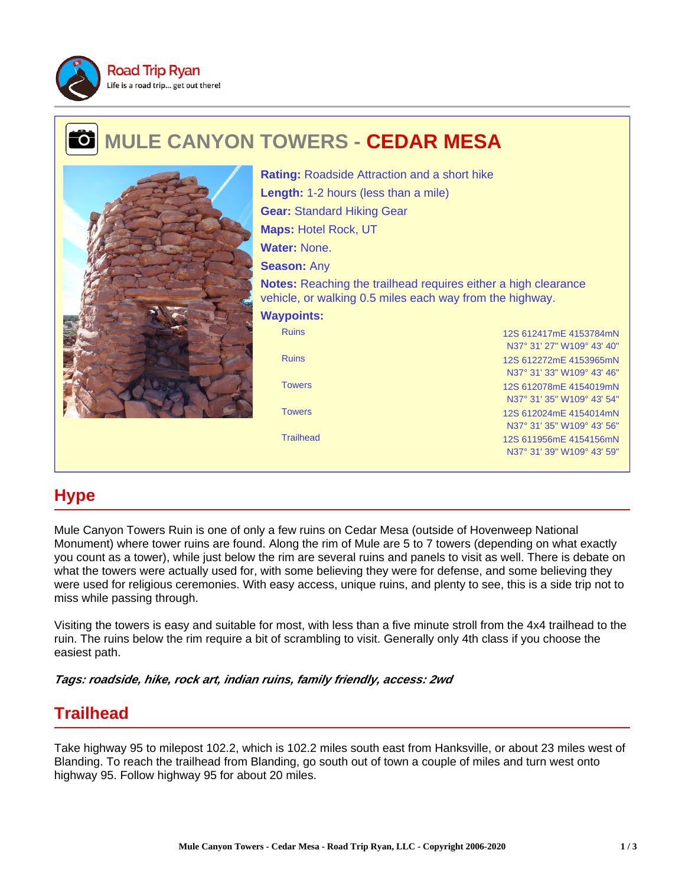Road Trip Ryan
Life is a road trip... get out there!

# MULE CANYON TOWERS - CEDAR MESA

**Rating:** Roadside Attraction and a short hike
**Length:** 1-2 hours (less than a mile)
**Gear:** Standard Hiking Gear
**Maps:** Hotel Rock, UT
**Water:** None.
**Season:** Any
**Notes:** Reaching the trailhead requires either a high clearance vehicle, or walking 0.5 miles each way from the highway.
**Waypoints:**

| Waypoint | Coordinates |
| --- | --- |
| Ruins | 12S 612417mE 4153784mN N37° 31' 27" W109° 43' 40" |
| Ruins | 12S 612272mE 4153965mN N37° 31' 33" W109° 43' 46" |
| Towers | 12S 612078mE 4154019mN N37° 31' 35" W109° 43' 54" |
| Towers | 12S 612024mE 4154014mN N37° 31' 35" W109° 43' 56" |
| Trailhead | 12S 611956mE 4154156mN N37° 31' 39" W109° 43' 59" |

## Hype

Mule Canyon Towers Ruin is one of only a few ruins on Cedar Mesa (outside of Hovenweep National Monument) where tower ruins are found. Along the rim of Mule are 5 to 7 towers (depending on what exactly you count as a tower), while just below the rim are several ruins and panels to visit as well. There is debate on what the towers were actually used for, with some believing they were for defense, and some believing they were used for religious ceremonies. With easy access, unique ruins, and plenty to see, this is a side trip not to miss while passing through.

Visiting the towers is easy and suitable for most, with less than a five minute stroll from the 4x4 trailhead to the ruin. The ruins below the rim require a bit of scrambling to visit. Generally only 4th class if you choose the easiest path.

***Tags: roadside, hike, rock art, indian ruins, family friendly, access: 2wd***

## Trailhead

Take highway 95 to milepost 102.2, which is 102.2 miles south east from Hanksville, or about 23 miles west of Blanding. To reach the trailhead from Blanding, go south out of town a couple of miles and turn west onto highway 95. Follow highway 95 for about 20 miles.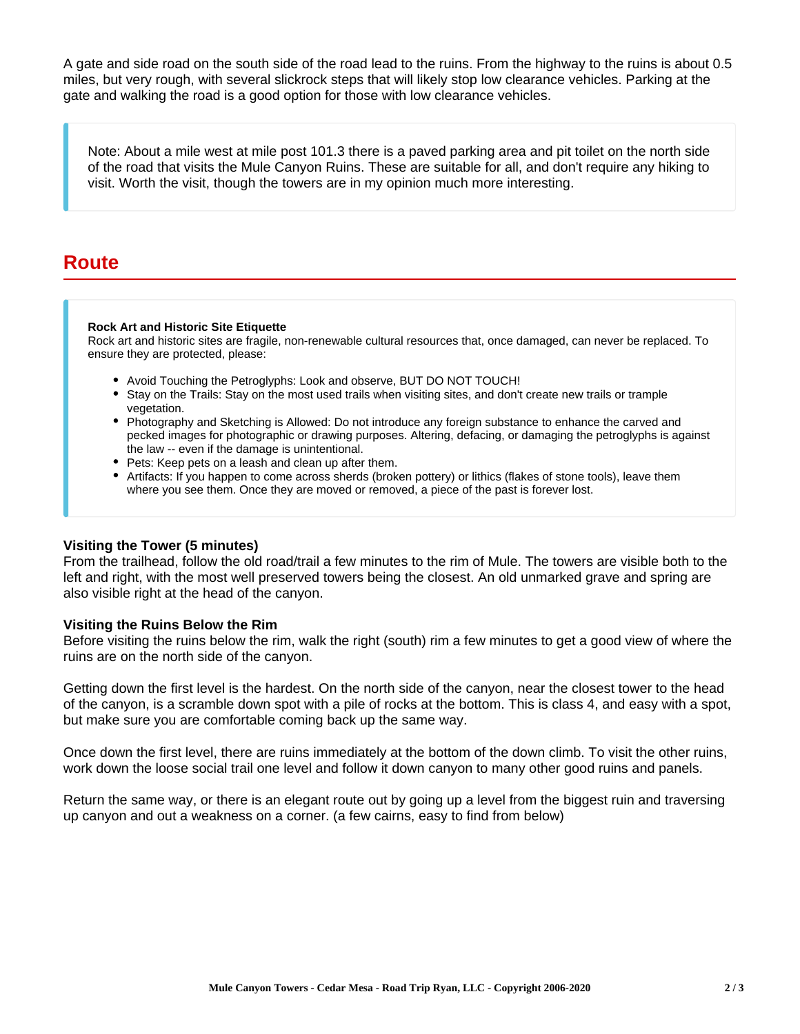A gate and side road on the south side of the road lead to the ruins. From the highway to the ruins is about 0.5 miles, but very rough, with several slickrock steps that will likely stop low clearance vehicles. Parking at the gate and walking the road is a good option for those with low clearance vehicles.

> Note: About a mile west at mile post 101.3 there is a paved parking area and pit toilet on the north side of the road that visits the Mule Canyon Ruins. These are suitable for all, and don't require any hiking to visit. Worth the visit, though the towers are in my opinion much more interesting.

## Route

> **Rock Art and Historic Site Etiquette**
> Rock art and historic sites are fragile, non-renewable cultural resources that, once damaged, can never be replaced. To ensure they are protected, please:
>
> - Avoid Touching the Petroglyphs: Look and observe, BUT DO NOT TOUCH!
> - Stay on the Trails: Stay on the most used trails when visiting sites, and don't create new trails or trample vegetation.
> - Photography and Sketching is Allowed: Do not introduce any foreign substance to enhance the carved and pecked images for photographic or drawing purposes. Altering, defacing, or damaging the petroglyphs is against the law -- even if the damage is unintentional.
> - Pets: Keep pets on a leash and clean up after them.
> - Artifacts: If you happen to come across sherds (broken pottery) or lithics (flakes of stone tools), leave them where you see them. Once they are moved or removed, a piece of the past is forever lost.

**Visiting the Tower (5 minutes)**
From the trailhead, follow the old road/trail a few minutes to the rim of Mule. The towers are visible both to the left and right, with the most well preserved towers being the closest. An old unmarked grave and spring are also visible right at the head of the canyon.

**Visiting the Ruins Below the Rim**
Before visiting the ruins below the rim, walk the right (south) rim a few minutes to get a good view of where the ruins are on the north side of the canyon.

Getting down the first level is the hardest. On the north side of the canyon, near the closest tower to the head of the canyon, is a scramble down spot with a pile of rocks at the bottom. This is class 4, and easy with a spot, but make sure you are comfortable coming back up the same way.

Once down the first level, there are ruins immediately at the bottom of the down climb. To visit the other ruins, work down the loose social trail one level and follow it down canyon to many other good ruins and panels.

Return the same way, or there is an elegant route out by going up a level from the biggest ruin and traversing up canyon and out a weakness on a corner. (a few cairns, easy to find from below)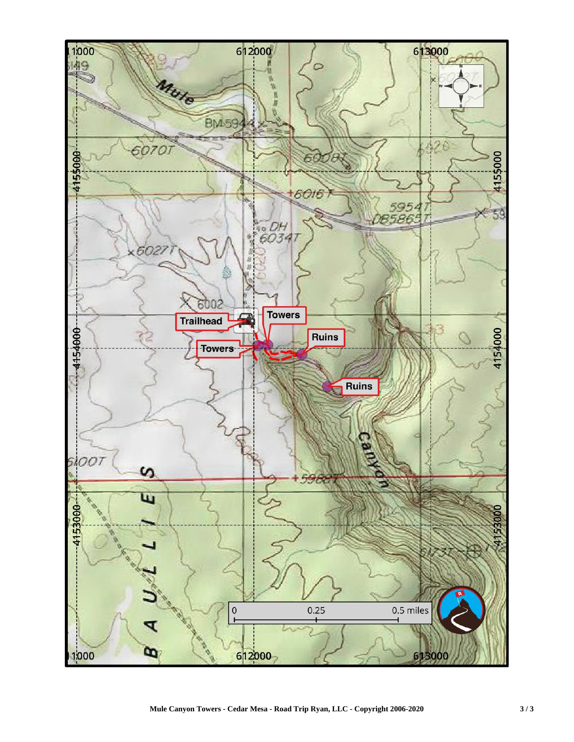611000
612000
613000
4155000
4154000
4153000

Mule
BM5944
6070T
6008T
6016T
5954T
085865T
6027T
DH
6034T
6002
Trailhead
Towers
Towers
Ruins
Ruins
Canyon
6100T
5988T
BAULLIES
6173T

0
0.25
0.5 miles